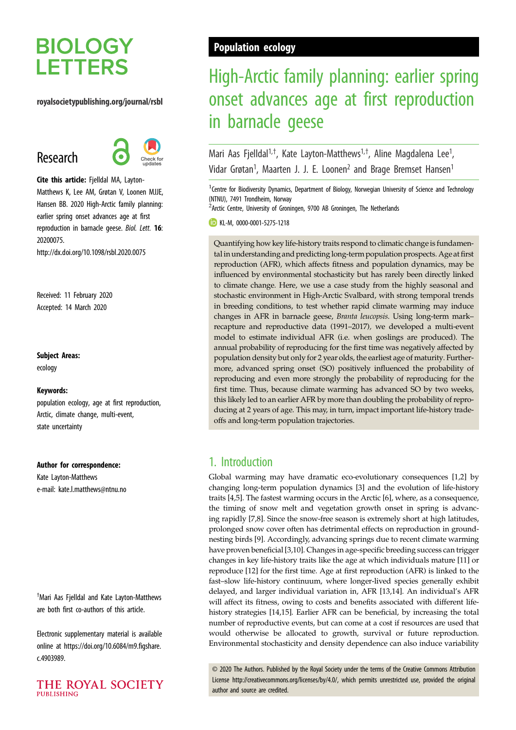# BIOLOGY LETTERS

royalsocietypublishing.org/journal/rsbl

## Research

**Cite this article:** Fjelldal MA, Layton-Matthews K, Lee AM, Grøtan V, Loonen MJJE, Hansen BB. 2020 High-Arctic family planning: earlier spring onset advances age at first reproduction in barnacle geese. *Biol. Lett.* **16**: 20200075.
http://dx.doi.org/10.1098/rsbl.2020.0075

Received: 11 February 2020
Accepted: 14 March 2020

**Subject Areas:**
ecology

**Keywords:**
population ecology, age at first reproduction, Arctic, climate change, multi-event, state uncertainty

**Author for correspondence:**
Kate Layton-Matthews
e-mail: kate.l.matthews@ntnu.no

†Mari Aas Fjelldal and Kate Layton-Matthews are both first co-authors of this article.

Electronic supplementary material is available online at https://doi.org/10.6084/m9.figshare.c.4903989.

**Population ecology**

# High-Arctic family planning: earlier spring onset advances age at first reproduction in barnacle geese

Mari Aas Fjelldal[1,†], Kate Layton-Matthews[1,†], Aline Magdalena Lee[1], Vidar Grøtan[1], Maarten J. J. E. Loonen[2] and Brage Bremset Hansen[1]

[1]Centre for Biodiversity Dynamics, Department of Biology, Norwegian University of Science and Technology (NTNU), 7491 Trondheim, Norway
[2]Arctic Centre, University of Groningen, 9700 AB Groningen, The Netherlands

KL-M, 0000-0001-5275-1218

Quantifying how key life-history traits respond to climatic change is fundamental in understanding and predicting long-term population prospects. Age at first reproduction (AFR), which affects fitness and population dynamics, may be influenced by environmental stochasticity but has rarely been directly linked to climate change. Here, we use a case study from the highly seasonal and stochastic environment in High-Arctic Svalbard, with strong temporal trends in breeding conditions, to test whether rapid climate warming may induce changes in AFR in barnacle geese, *Branta leucopsis*. Using long-term mark–recapture and reproductive data (1991–2017), we developed a multi-event model to estimate individual AFR (i.e. when goslings are produced). The annual probability of reproducing for the first time was negatively affected by population density but only for 2 year olds, the earliest age of maturity. Furthermore, advanced spring onset (SO) positively influenced the probability of reproducing and even more strongly the probability of reproducing for the first time. Thus, because climate warming has advanced SO by two weeks, this likely led to an earlier AFR by more than doubling the probability of reproducing at 2 years of age. This may, in turn, impact important life-history trade-offs and long-term population trajectories.

## 1. Introduction

Global warming may have dramatic eco-evolutionary consequences [1,2] by changing long-term population dynamics [3] and the evolution of life-history traits [4,5]. The fastest warming occurs in the Arctic [6], where, as a consequence, the timing of snow melt and vegetation growth onset in spring is advancing rapidly [7,8]. Since the snow-free season is extremely short at high latitudes, prolonged snow cover often has detrimental effects on reproduction in ground-nesting birds [9]. Accordingly, advancing springs due to recent climate warming have proven beneficial [3,10]. Changes in age-specific breeding success can trigger changes in key life-history traits like the age at which individuals mature [11] or reproduce [12] for the first time. Age at first reproduction (AFR) is linked to the fast–slow life-history continuum, where longer-lived species generally exhibit delayed, and larger individual variation in, AFR [13,14]. An individual's AFR will affect its fitness, owing to costs and benefits associated with different life-history strategies [14,15]. Earlier AFR can be beneficial, by increasing the total number of reproductive events, but can come at a cost if resources are used that would otherwise be allocated to growth, survival or future reproduction. Environmental stochasticity and density dependence can also induce variability

© 2020 The Authors. Published by the Royal Society under the terms of the Creative Commons Attribution License http://creativecommons.org/licenses/by/4.0/, which permits unrestricted use, provided the original author and source are credited.

THE ROYAL SOCIETY PUBLISHING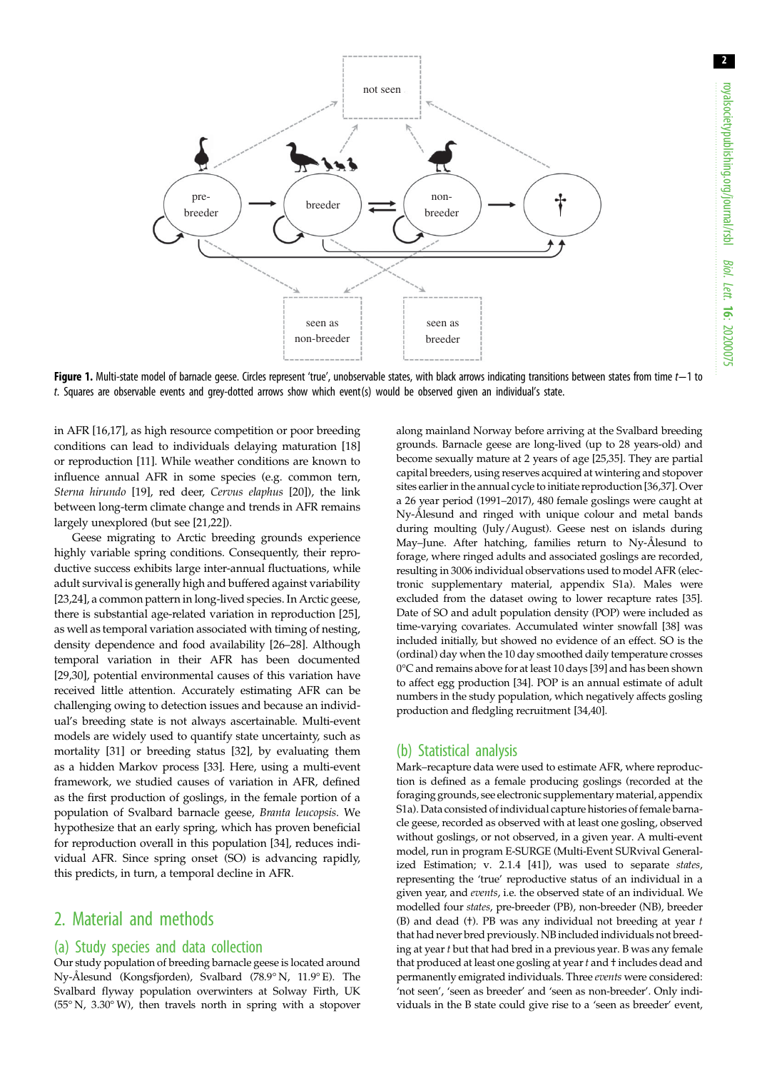Figure 1. Multi-state model of barnacle geese. Circles represent 'true', unobservable states, with black arrows indicating transitions between states from time $t-1$ to $t$. Squares are observable events and grey-dotted arrows show which event(s) would be observed given an individual's state.

in AFR [16,17], as high resource competition or poor breeding conditions can lead to individuals delaying maturation [18] or reproduction [11]. While weather conditions are known to influence annual AFR in some species (e.g. common tern, *Sterna hirundo* [19], red deer, *Cervus elaphus* [20]), the link between long-term climate change and trends in AFR remains largely unexplored (but see [21,22]).

Geese migrating to Arctic breeding grounds experience highly variable spring conditions. Consequently, their reproductive success exhibits large inter-annual fluctuations, while adult survival is generally high and buffered against variability [23,24], a common pattern in long-lived species. In Arctic geese, there is substantial age-related variation in reproduction [25], as well as temporal variation associated with timing of nesting, density dependence and food availability [26–28]. Although temporal variation in their AFR has been documented [29,30], potential environmental causes of this variation have received little attention. Accurately estimating AFR can be challenging owing to detection issues and because an individual's breeding state is not always ascertainable. Multi-event models are widely used to quantify state uncertainty, such as mortality [31] or breeding status [32], by evaluating them as a hidden Markov process [33]. Here, using a multi-event framework, we studied causes of variation in AFR, defined as the first production of goslings, in the female portion of a population of Svalbard barnacle geese, *Branta leucopsis*. We hypothesize that an early spring, which has proven beneficial for reproduction overall in this population [34], reduces individual AFR. Since spring onset (SO) is advancing rapidly, this predicts, in turn, a temporal decline in AFR.

## 2. Material and methods

### (a) Study species and data collection

Our study population of breeding barnacle geese is located around Ny-Ålesund (Kongsfjorden), Svalbard (78.9° N, 11.9° E). The Svalbard flyway population overwinters at Solway Firth, UK (55° N, 3.30° W), then travels north in spring with a stopover along mainland Norway before arriving at the Svalbard breeding grounds. Barnacle geese are long-lived (up to 28 years-old) and become sexually mature at 2 years of age [25,35]. They are partial capital breeders, using reserves acquired at wintering and stopover sites earlier in the annual cycle to initiate reproduction [36,37]. Over a 26 year period (1991–2017), 480 female goslings were caught at Ny-Ålesund and ringed with unique colour and metal bands during moulting (July/August). Geese nest on islands during May–June. After hatching, families return to Ny-Ålesund to forage, where ringed adults and associated goslings are recorded, resulting in 3006 individual observations used to model AFR (electronic supplementary material, appendix S1a). Males were excluded from the dataset owing to lower recapture rates [35]. Date of SO and adult population density (POP) were included as time-varying covariates. Accumulated winter snowfall [38] was included initially, but showed no evidence of an effect. SO is the (ordinal) day when the 10 day smoothed daily temperature crosses 0°C and remains above for at least 10 days [39] and has been shown to affect egg production [34]. POP is an annual estimate of adult numbers in the study population, which negatively affects gosling production and fledgling recruitment [34,40].

### (b) Statistical analysis

Mark–recapture data were used to estimate AFR, where reproduction is defined as a female producing goslings (recorded at the foraging grounds, see electronic supplementary material, appendix S1a). Data consisted of individual capture histories of female barnacle geese, recorded as observed with at least one gosling, observed without goslings, or not observed, in a given year. A multi-event model, run in program E-SURGE (Multi-Event SURvival Generalized Estimation; v. 2.1.4 [41]), was used to separate *states*, representing the 'true' reproductive status of an individual in a given year, and *events*, i.e. the observed state of an individual. We modelled four *states*, pre-breeder (PB), non-breeder (NB), breeder (B) and dead (†). PB was any individual not breeding at year $t$ that had never bred previously. NB included individuals not breeding at year $t$ but that had bred in a previous year. B was any female that produced at least one gosling at year $t$ and † includes dead and permanently emigrated individuals. Three *events* were considered: 'not seen', 'seen as breeder' and 'seen as non-breeder'. Only individuals in the B state could give rise to a 'seen as breeder' event,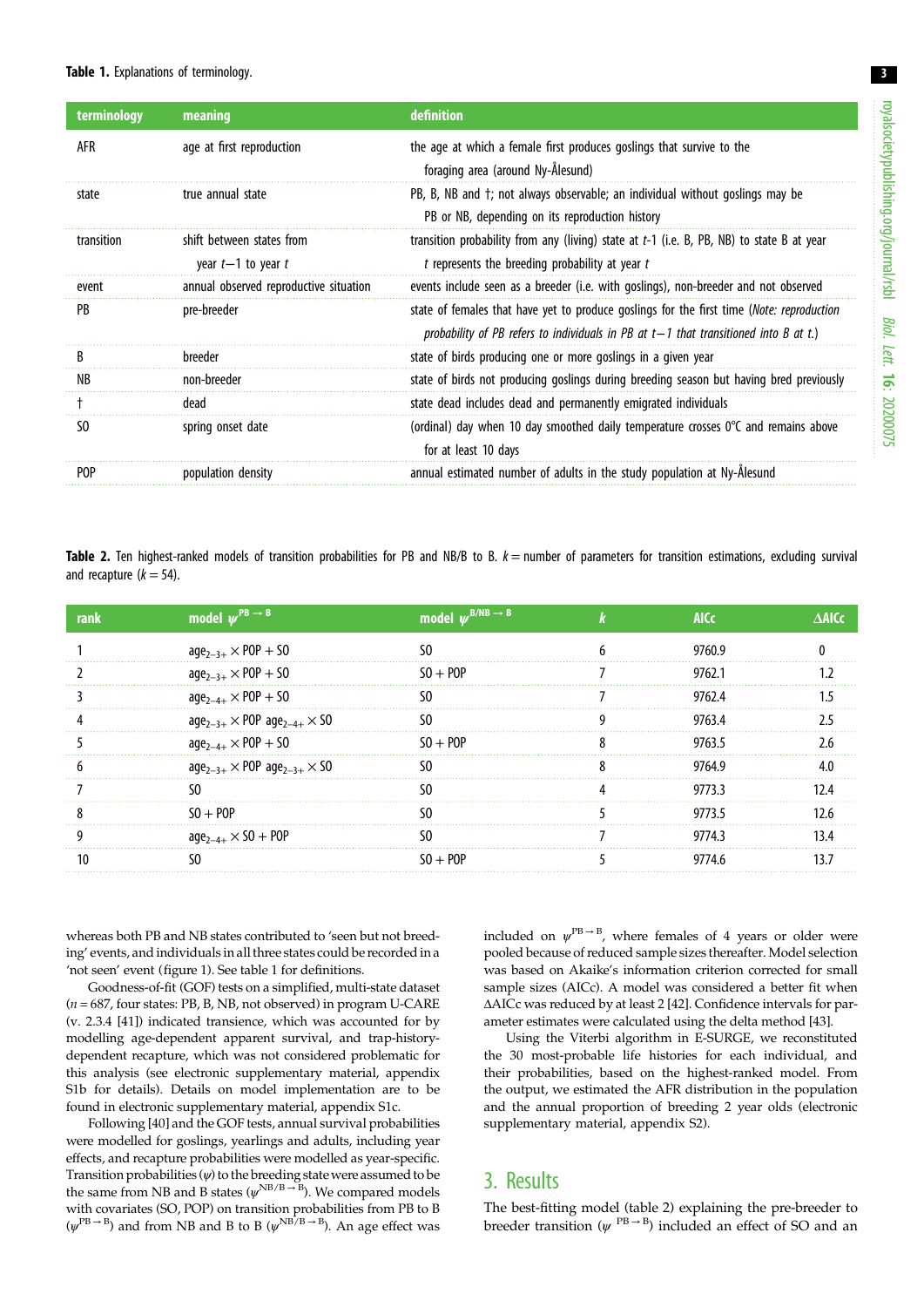**Table 1.** Explanations of terminology.

| terminology | meaning | definition |
|---|---|---|
| AFR | age at first reproduction | the age at which a female first produces goslings that survive to the foraging area (around Ny-Ålesund) |
| state | true annual state | PB, B, NB and †; not always observable; an individual without goslings may be PB or NB, depending on its reproduction history |
| transition | shift between states from year $t-1$ to year $t$ | transition probability from any (living) state at $t$-1 (i.e. B, PB, NB) to state B at year $t$ represents the breeding probability at year $t$ |
| event | annual observed reproductive situation | events include seen as a breeder (i.e. with goslings), non-breeder and not observed |
| PB | pre-breeder | state of females that have yet to produce goslings for the first time (*Note: reproduction probability of PB refers to individuals in PB at* $t-1$ *that transitioned into B at* $t$.) |
| B | breeder | state of birds producing one or more goslings in a given year |
| NB | non-breeder | state of birds not producing goslings during breeding season but having bred previously |
| † | dead | state dead includes dead and permanently emigrated individuals |
| SO | spring onset date | (ordinal) day when 10 day smoothed daily temperature crosses 0°C and remains above for at least 10 days |
| POP | population density | annual estimated number of adults in the study population at Ny-Ålesund |

**Table 2.** Ten highest-ranked models of transition probabilities for PB and NB/B to B. $k$ = number of parameters for transition estimations, excluding survival and recapture ($k = 54$).

| rank | model $\psi^{PB \to B}$ | model $\psi^{B/NB \to B}$ | $k$ | AICc | ΔAICc |
|---|---|---|---|---|---|
| 1 | $age_{2-3+} \times POP + SO$ | SO | 6 | 9760.9 | 0 |
| 2 | $age_{2-3+} \times POP + SO$ | SO + POP | 7 | 9762.1 | 1.2 |
| 3 | $age_{2-4+} \times POP + SO$ | SO | 7 | 9762.4 | 1.5 |
| 4 | $age_{2-3+} \times POP\ age_{2-4+} \times SO$ | SO | 9 | 9763.4 | 2.5 |
| 5 | $age_{2-4+} \times POP + SO$ | SO + POP | 8 | 9763.5 | 2.6 |
| 6 | $age_{2-3+} \times POP\ age_{2-3+} \times SO$ | SO | 8 | 9764.9 | 4.0 |
| 7 | SO | SO | 4 | 9773.3 | 12.4 |
| 8 | SO + POP | SO | 5 | 9773.5 | 12.6 |
| 9 | $age_{2-4+} \times SO + POP$ | SO | 7 | 9774.3 | 13.4 |
| 10 | SO | SO + POP | 5 | 9774.6 | 13.7 |

whereas both PB and NB states contributed to 'seen but not breeding' events, and individuals in all three states could be recorded in a 'not seen' event (figure 1). See table 1 for definitions.

Goodness-of-fit (GOF) tests on a simplified, multi-state dataset ($n = 687$, four states: PB, B, NB, not observed) in program U-CARE (v. 2.3.4 [41]) indicated transience, which was accounted for by modelling age-dependent apparent survival, and trap-history-dependent recapture, which was not considered problematic for this analysis (see electronic supplementary material, appendix S1b for details). Details on model implementation are to be found in electronic supplementary material, appendix S1c.

Following [40] and the GOF tests, annual survival probabilities were modelled for goslings, yearlings and adults, including year effects, and recapture probabilities were modelled as year-specific. Transition probabilities ($\psi$) to the breeding state were assumed to be the same from NB and B states ($\psi^{NB/B \to B}$). We compared models with covariates (SO, POP) on transition probabilities from PB to B ($\psi^{PB \to B}$) and from NB and B to B ($\psi^{NB/B \to B}$). An age effect was included on $\psi^{PB \to B}$, where females of 4 years or older were pooled because of reduced sample sizes thereafter. Model selection was based on Akaike's information criterion corrected for small sample sizes (AICc). A model was considered a better fit when ΔAICc was reduced by at least 2 [42]. Confidence intervals for parameter estimates were calculated using the delta method [43].

Using the Viterbi algorithm in E-SURGE, we reconstituted the 30 most-probable life histories for each individual, and their probabilities, based on the highest-ranked model. From the output, we estimated the AFR distribution in the population and the annual proportion of breeding 2 year olds (electronic supplementary material, appendix S2).

## 3. Results

The best-fitting model (table 2) explaining the pre-breeder to breeder transition ($\psi^{PB \to B}$) included an effect of SO and an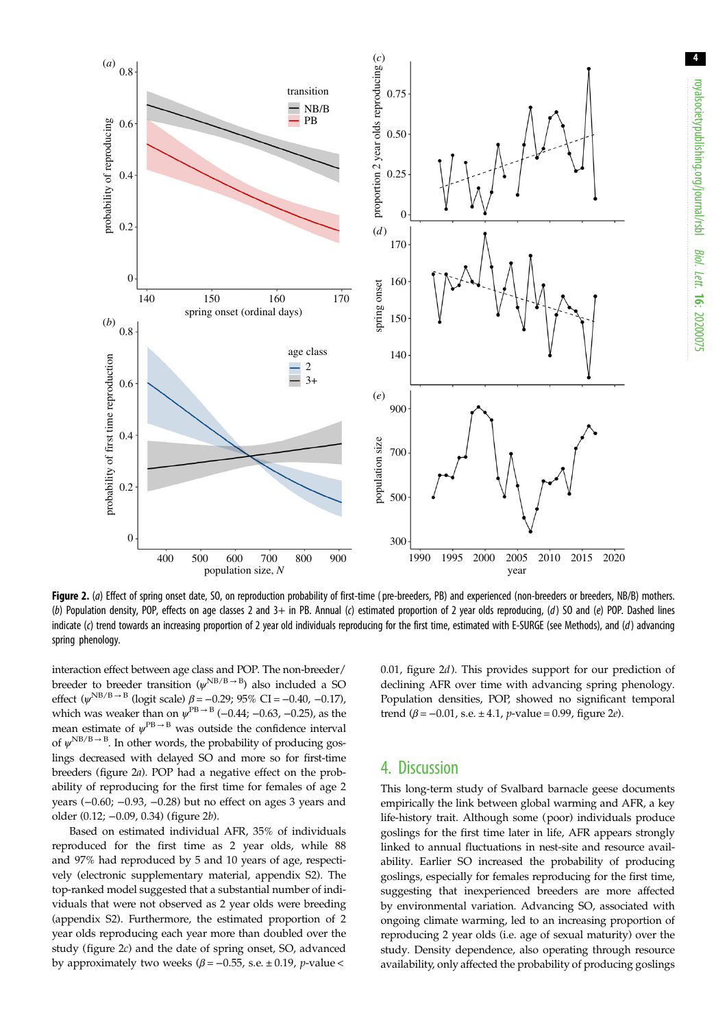**Figure 2.** (*a*) Effect of spring onset date, SO, on reproduction probability of first-time (pre-breeders, PB) and experienced (non-breeders or breeders, NB/B) mothers. (*b*) Population density, POP, effects on age classes 2 and 3+ in PB. Annual (*c*) estimated proportion of 2 year olds reproducing, (*d*) SO and (*e*) POP. Dashed lines indicate (*c*) trend towards an increasing proportion of 2 year old individuals reproducing for the first time, estimated with E-SURGE (see Methods), and (*d*) advancing spring phenology.

interaction effect between age class and POP. The non-breeder/breeder to breeder transition ($\psi^{NB/B \rightarrow B}$) also included a SO effect ($\psi^{NB/B \rightarrow B}$ (logit scale) $\beta = -0.29$; 95% CI = −0.40, −0.17), which was weaker than on $\psi^{PB \rightarrow B}$ (−0.44; −0.63, −0.25), as the mean estimate of $\psi^{PB \rightarrow B}$ was outside the confidence interval of $\psi^{NB/B \rightarrow B}$. In other words, the probability of producing goslings decreased with delayed SO and more so for first-time breeders (figure 2*a*). POP had a negative effect on the probability of reproducing for the first time for females of age 2 years (−0.60; −0.93, −0.28) but no effect on ages 3 years and older (0.12; −0.09, 0.34) (figure 2*b*).

Based on estimated individual AFR, 35% of individuals reproduced for the first time as 2 year olds, while 88 and 97% had reproduced by 5 and 10 years of age, respectively (electronic supplementary material, appendix S2). The top-ranked model suggested that a substantial number of individuals that were not observed as 2 year olds were breeding (appendix S2). Furthermore, the estimated proportion of 2 year olds reproducing each year more than doubled over the study (figure 2*c*) and the date of spring onset, SO, advanced by approximately two weeks ($\beta = -0.55$, s.e. ± 0.19, $p$-value < 0.01, figure 2*d*). This provides support for our prediction of declining AFR over time with advancing spring phenology. Population densities, POP, showed no significant temporal trend ($\beta = -0.01$, s.e. ± 4.1, $p$-value = 0.99, figure 2*e*).

## 4. Discussion

This long-term study of Svalbard barnacle geese documents empirically the link between global warming and AFR, a key life-history trait. Although some (poor) individuals produce goslings for the first time later in life, AFR appears strongly linked to annual fluctuations in nest-site and resource availability. Earlier SO increased the probability of producing goslings, especially for females reproducing for the first time, suggesting that inexperienced breeders are more affected by environmental variation. Advancing SO, associated with ongoing climate warming, led to an increasing proportion of reproducing 2 year olds (i.e. age of sexual maturity) over the study. Density dependence, also operating through resource availability, only affected the probability of producing goslings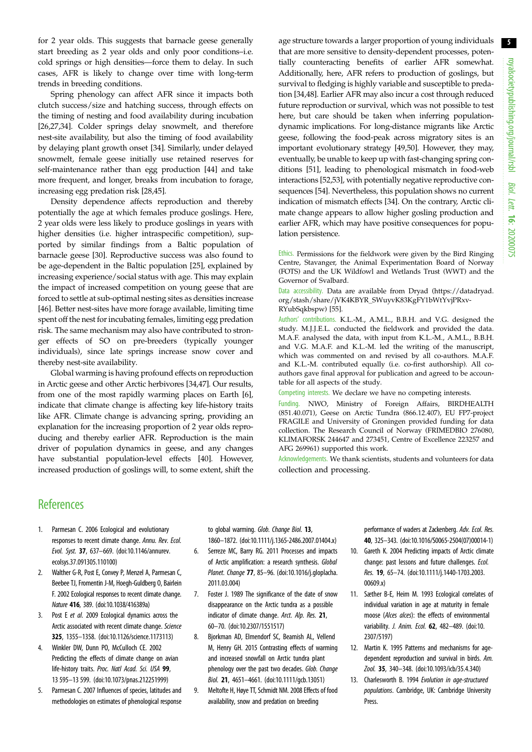for 2 year olds. This suggests that barnacle geese generally start breeding as 2 year olds and only poor conditions–i.e. cold springs or high densities—force them to delay. In such cases, AFR is likely to change over time with long-term trends in breeding conditions.

Spring phenology can affect AFR since it impacts both clutch success/size and hatching success, through effects on the timing of nesting and food availability during incubation [26,27,34]. Colder springs delay snowmelt, and therefore nest-site availability, but also the timing of food availability by delaying plant growth onset [34]. Similarly, under delayed snowmelt, female geese initially use retained reserves for self-maintenance rather than egg production [44] and take more frequent, and longer, breaks from incubation to forage, increasing egg predation risk [28,45].

Density dependence affects reproduction and thereby potentially the age at which females produce goslings. Here, 2 year olds were less likely to produce goslings in years with higher densities (i.e. higher intraspecific competition), supported by similar findings from a Baltic population of barnacle geese [30]. Reproductive success was also found to be age-dependent in the Baltic population [25], explained by increasing experience/social status with age. This may explain the impact of increased competition on young geese that are forced to settle at sub-optimal nesting sites as densities increase [46]. Better nest-sites have more forage available, limiting time spent off the nest for incubating females, limiting egg predation risk. The same mechanism may also have contributed to stronger effects of SO on pre-breeders (typically younger individuals), since late springs increase snow cover and thereby nest-site availability.

Global warming is having profound effects on reproduction in Arctic geese and other Arctic herbivores [34,47]. Our results, from one of the most rapidly warming places on Earth [6], indicate that climate change is affecting key life-history traits like AFR. Climate change is advancing spring, providing an explanation for the increasing proportion of 2 year olds reproducing and thereby earlier AFR. Reproduction is the main driver of population dynamics in geese, and any changes have substantial population-level effects [40]. However, increased production of goslings will, to some extent, shift the age structure towards a larger proportion of young individuals that are more sensitive to density-dependent processes, potentially counteracting benefits of earlier AFR somewhat. Additionally, here, AFR refers to production of goslings, but survival to fledging is highly variable and susceptible to predation [34,48]. Earlier AFR may also incur a cost through reduced future reproduction or survival, which was not possible to test here, but care should be taken when inferring population-dynamic implications. For long-distance migrants like Arctic geese, following the food-peak across migratory sites is an important evolutionary strategy [49,50]. However, they may, eventually, be unable to keep up with fast-changing spring conditions [51], leading to phenological mismatch in food-web interactions [52,53], with potentially negative reproductive consequences [54]. Nevertheless, this population shows no current indication of mismatch effects [34]. On the contrary, Arctic climate change appears to allow higher gosling production and earlier AFR, which may have positive consequences for population persistence.

Ethics. Permissions for the fieldwork were given by the Bird Ringing Centre, Stavanger, the Animal Experimentation Board of Norway (FOTS) and the UK Wildfowl and Wetlands Trust (WWT) and the Governor of Svalbard.

Data accessibility. Data are available from Dryad (https://datadryad.org/stash/share/jVK4KBYR_SWuyvK83KgFY1bWtYvjPRxv-RYubSqkbspw) [55].

Authors' contributions. K.L.-M., A.M.L., B.B.H. and V.G. designed the study. M.J.J.E.L. conducted the fieldwork and provided the data. M.A.F. analysed the data, with input from K.L.-M., A.M.L., B.B.H. and V.G. M.A.F. and K.L.-M. led the writing of the manuscript, which was commented on and revised by all co-authors. M.A.F. and K.L.-M. contributed equally (i.e. co-first authorship). All co-authors gave final approval for publication and agreed to be accountable for all aspects of the study.

Competing interests. We declare we have no competing interests.

Funding. NWO, Ministry of Foreign Affairs, BIRDHEALTH (851.40.071), Geese on Arctic Tundra (866.12.407), EU FP7-project FRAGILE and University of Groningen provided funding for data collection. The Research Council of Norway (FRIMEDBIO 276080, KLIMAFORSK 244647 and 273451, Centre of Excellence 223257 and AFG 269961) supported this work.

Acknowledgements. We thank scientists, students and volunteers for data collection and processing.

## References

1. Parmesan C. 2006 Ecological and evolutionary responses to recent climate change. *Annu. Rev. Ecol. Evol. Syst.* **37**, 637–669. (doi:10.1146/annurev.ecolsys.37.091305.110100)
2. Walther G-R, Post E, Convey P, Menzel A, Parmesan C, Beebee TJ, Fromentin J-M, Hoegh-Guldberg O, Bairlein F. 2002 Ecological responses to recent climate change. *Nature* **416**, 389. (doi:10.1038/416389a)
3. Post E *et al.* 2009 Ecological dynamics across the Arctic associated with recent climate change. *Science* **325**, 1355–1358. (doi:10.1126/science.1173113)
4. Winkler DW, Dunn PO, McCulloch CE. 2002 Predicting the effects of climate change on avian life-history traits. *Proc. Natl Acad. Sci. USA* **99**, 13 595–13 599. (doi:10.1073/pnas.212251999)
5. Parmesan C. 2007 Influences of species, latitudes and methodologies on estimates of phenological response to global warming. *Glob. Change Biol.* **13**, 1860–1872. (doi:10.1111/j.1365-2486.2007.01404.x)
6. Serreze MC, Barry RG. 2011 Processes and impacts of Arctic amplification: a research synthesis. *Global Planet. Change* **77**, 85–96. (doi:10.1016/j.gloplacha.2011.03.004)
7. Foster J. 1989 The significance of the date of snow disappearance on the Arctic tundra as a possible indicator of climate change. *Arct. Alp. Res.* **21**, 60–70. (doi:10.2307/1551517)
8. Bjorkman AD, Elmendorf SC, Beamish AL, Vellend M, Henry GH. 2015 Contrasting effects of warming and increased snowfall on Arctic tundra plant phenology over the past two decades. *Glob. Change Biol.* **21**, 4651–4661. (doi:10.1111/gcb.13051)
9. Meltofte H, Høye TT, Schmidt NM. 2008 Effects of food availability, snow and predation on breeding performance of waders at Zackenberg. *Adv. Ecol. Res.* **40**, 325–343. (doi:10.1016/S0065-2504(07)00014-1)
10. Gareth K. 2004 Predicting impacts of Arctic climate change: past lessons and future challenges. *Ecol. Res.* **19**, 65–74. (doi:10.1111/j.1440-1703.2003.00609.x)
11. Sæther B-E, Heim M. 1993 Ecological correlates of individual variation in age at maturity in female moose (*Alces alces*): the effects of environmental variability. *J. Anim. Ecol.* **62**, 482–489. (doi:10.2307/5197)
12. Martin K. 1995 Patterns and mechanisms for age-dependent reproduction and survival in birds. *Am. Zool.* **35**, 340–348. (doi:10.1093/icb/35.4.340)
13. Charlesworth B. 1994 *Evolution in age-structured populations*. Cambridge, UK: Cambridge University Press.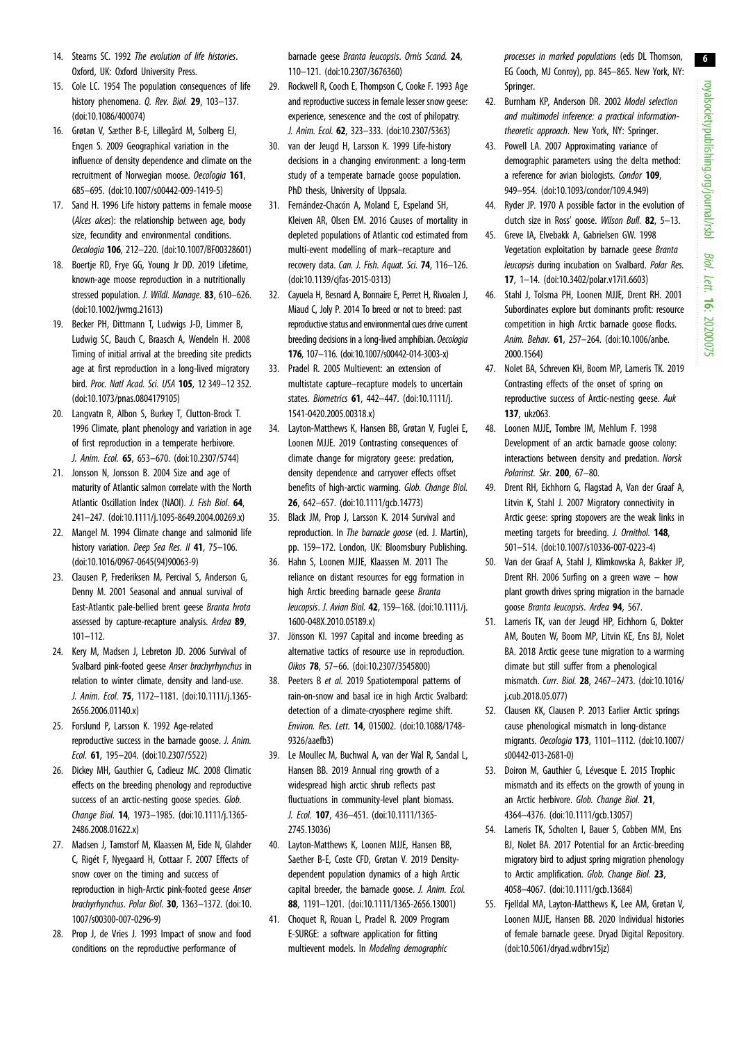14. Stearns SC. 1992 *The evolution of life histories*. Oxford, UK: Oxford University Press.
15. Cole LC. 1954 The population consequences of life history phenomena. *Q. Rev. Biol.* **29**, 103–137. (doi:10.1086/400074)
16. Grøtan V, Sæther B-E, Lillegård M, Solberg EJ, Engen S. 2009 Geographical variation in the influence of density dependence and climate on the recruitment of Norwegian moose. *Oecologia* **161**, 685–695. (doi:10.1007/s00442-009-1419-5)
17. Sand H. 1996 Life history patterns in female moose (*Alces alces*): the relationship between age, body size, fecundity and environmental conditions. *Oecologia* **106**, 212–220. (doi:10.1007/BF00328601)
18. Boertje RD, Frye GG, Young Jr DD. 2019 Lifetime, known-age moose reproduction in a nutritionally stressed population. *J. Wildl. Manage.* **83**, 610–626. (doi:10.1002/jwmg.21613)
19. Becker PH, Dittmann T, Ludwigs J-D, Limmer B, Ludwig SC, Bauch C, Braasch A, Wendeln H. 2008 Timing of initial arrival at the breeding site predicts age at first reproduction in a long-lived migratory bird. *Proc. Natl Acad. Sci. USA* **105**, 12 349–12 352. (doi:10.1073/pnas.0804179105)
20. Langvatn R, Albon S, Burkey T, Clutton-Brock T. 1996 Climate, plant phenology and variation in age of first reproduction in a temperate herbivore. *J. Anim. Ecol.* **65**, 653–670. (doi:10.2307/5744)
21. Jonsson N, Jonsson B. 2004 Size and age of maturity of Atlantic salmon correlate with the North Atlantic Oscillation Index (NAOI). *J. Fish Biol.* **64**, 241–247. (doi:10.1111/j.1095-8649.2004.00269.x)
22. Mangel M. 1994 Climate change and salmonid life history variation. *Deep Sea Res. II* **41**, 75–106. (doi:10.1016/0967-0645(94)90063-9)
23. Clausen P, Frederiksen M, Percival S, Anderson G, Denny M. 2001 Seasonal and annual survival of East-Atlantic pale-bellied brent geese *Branta hrota* assessed by capture-recapture analysis. *Ardea* **89**, 101–112.
24. Kery M, Madsen J, Lebreton JD. 2006 Survival of Svalbard pink-footed geese *Anser brachyrhynchus* in relation to winter climate, density and land-use. *J. Anim. Ecol.* **75**, 1172–1181. (doi:10.1111/j.1365-2656.2006.01140.x)
25. Forslund P, Larsson K. 1992 Age-related reproductive success in the barnacle goose. *J. Anim. Ecol.* **61**, 195–204. (doi:10.2307/5522)
26. Dickey MH, Gauthier G, Cadieux MC. 2008 Climatic effects on the breeding phenology and reproductive success of an arctic-nesting goose species. *Glob. Change Biol.* **14**, 1973–1985. (doi:10.1111/j.1365-2486.2008.01622.x)
27. Madsen J, Tamstorf M, Klaassen M, Eide N, Glahder C, Rigét F, Nyegaard H, Cottaar F. 2007 Effects of snow cover on the timing and success of reproduction in high-Arctic pink-footed geese *Anser brachyrhynchus*. *Polar Biol.* **30**, 1363–1372. (doi:10.1007/s00300-007-0296-9)
28. Prop J, de Vries J. 1993 Impact of snow and food conditions on the reproductive performance of barnacle geese *Branta leucopsis*. *Ornis Scand.* **24**, 110–121. (doi:10.2307/3676360)
29. Rockwell R, Cooch E, Thompson C, Cooke F. 1993 Age and reproductive success in female lesser snow geese: experience, senescence and the cost of philopatry. *J. Anim. Ecol.* **62**, 323–333. (doi:10.2307/5363)
30. van der Jeugd H, Larsson K. 1999 Life-history decisions in a changing environment: a long-term study of a temperate barnacle goose population. PhD thesis, University of Uppsala.
31. Fernández-Chacón A, Moland E, Espeland SH, Kleiven AR, Olsen EM. 2016 Causes of mortality in depleted populations of Atlantic cod estimated from multi-event modelling of mark–recapture and recovery data. *Can. J. Fish. Aquat. Sci.* **74**, 116–126. (doi:10.1139/cjfas-2015-0313)
32. Cayuela H, Besnard A, Bonnaire E, Perret H, Rivoalen J, Miaud C, Joly P. 2014 To breed or not to breed: past reproductive status and environmental cues drive current breeding decisions in a long-lived amphibian. *Oecologia* **176**, 107–116. (doi:10.1007/s00442-014-3003-x)
33. Pradel R. 2005 Multievent: an extension of multistate capture–recapture models to uncertain states. *Biometrics* **61**, 442–447. (doi:10.1111/j.1541-0420.2005.00318.x)
34. Layton-Matthews K, Hansen BB, Grøtan V, Fuglei E, Loonen MJJE. 2019 Contrasting consequences of climate change for migratory geese: predation, density dependence and carryover effects offset benefits of high-arctic warming. *Glob. Change Biol.* **26**, 642–657. (doi:10.1111/gcb.14773)
35. Black JM, Prop J, Larsson K. 2014 Survival and reproduction. In *The barnacle goose* (ed. J. Martin), pp. 159–172. London, UK: Bloomsbury Publishing.
36. Hahn S, Loonen MJJE, Klaassen M. 2011 The reliance on distant resources for egg formation in high Arctic breeding barnacle geese *Branta leucopsis*. *J. Avian Biol.* **42**, 159–168. (doi:10.1111/j.1600-048X.2010.05189.x)
37. Jönsson KI. 1997 Capital and income breeding as alternative tactics of resource use in reproduction. *Oikos* **78**, 57–66. (doi:10.2307/3545800)
38. Peeters B *et al.* 2019 Spatiotemporal patterns of rain-on-snow and basal ice in high Arctic Svalbard: detection of a climate-cryosphere regime shift. *Environ. Res. Lett.* **14**, 015002. (doi:10.1088/1748-9326/aaefb3)
39. Le Moullec M, Buchwal A, van der Wal R, Sandal L, Hansen BB. 2019 Annual ring growth of a widespread high arctic shrub reflects past fluctuations in community-level plant biomass. *J. Ecol.* **107**, 436–451. (doi:10.1111/1365-2745.13036)
40. Layton-Matthews K, Loonen MJJE, Hansen BB, Saether B-E, Coste CFD, Grøtan V. 2019 Density-dependent population dynamics of a high Arctic capital breeder, the barnacle goose. *J. Anim. Ecol.* **88**, 1191–1201. (doi:10.1111/1365-2656.13001)
41. Choquet R, Rouan L, Pradel R. 2009 Program E-SURGE: a software application for fitting multievent models. In *Modeling demographic processes in marked populations* (eds DL Thomson, EG Cooch, MJ Conroy), pp. 845–865. New York, NY: Springer.
42. Burnham KP, Anderson DR. 2002 *Model selection and multimodel inference: a practical information-theoretic approach*. New York, NY: Springer.
43. Powell LA. 2007 Approximating variance of demographic parameters using the delta method: a reference for avian biologists. *Condor* **109**, 949–954. (doi:10.1093/condor/109.4.949)
44. Ryder JP. 1970 A possible factor in the evolution of clutch size in Ross' goose. *Wilson Bull.* **82**, 5–13.
45. Greve IA, Elvebakk A, Gabrielsen GW. 1998 Vegetation exploitation by barnacle geese *Branta leucopsis* during incubation on Svalbard. *Polar Res.* **17**, 1–14. (doi:10.3402/polar.v17i1.6603)
46. Stahl J, Tolsma PH, Loonen MJJE, Drent RH. 2001 Subordinates explore but dominants profit: resource competition in high Arctic barnacle goose flocks. *Anim. Behav.* **61**, 257–264. (doi:10.1006/anbe.2000.1564)
47. Nolet BA, Schreven KH, Boom MP, Lameris TK. 2019 Contrasting effects of the onset of spring on reproductive success of Arctic-nesting geese. *Auk* **137**, ukz063.
48. Loonen MJJE, Tombre IM, Mehlum F. 1998 Development of an arctic barnacle goose colony: interactions between density and predation. *Norsk Polarinst. Skr.* **200**, 67–80.
49. Drent RH, Eichhorn G, Flagstad A, Van der Graaf A, Litvin K, Stahl J. 2007 Migratory connectivity in Arctic geese: spring stopovers are the weak links in meeting targets for breeding. *J. Ornithol.* **148**, 501–514. (doi:10.1007/s10336-007-0223-4)
50. Van der Graaf A, Stahl J, Klimkowska A, Bakker JP, Drent RH. 2006 Surfing on a green wave – how plant growth drives spring migration in the barnacle goose *Branta leucopsis*. *Ardea* **94**, 567.
51. Lameris TK, van der Jeugd HP, Eichhorn G, Dokter AM, Bouten W, Boom MP, Litvin KE, Ens BJ, Nolet BA. 2018 Arctic geese tune migration to a warming climate but still suffer from a phenological mismatch. *Curr. Biol.* **28**, 2467–2473. (doi:10.1016/j.cub.2018.05.077)
52. Clausen KK, Clausen P. 2013 Earlier Arctic springs cause phenological mismatch in long-distance migrants. *Oecologia* **173**, 1101–1112. (doi:10.1007/s00442-013-2681-0)
53. Doiron M, Gauthier G, Lévesque E. 2015 Trophic mismatch and its effects on the growth of young in an Arctic herbivore. *Glob. Change Biol.* **21**, 4364–4376. (doi:10.1111/gcb.13057)
54. Lameris TK, Scholten I, Bauer S, Cobben MM, Ens BJ, Nolet BA. 2017 Potential for an Arctic-breeding migratory bird to adjust spring migration phenology to Arctic amplification. *Glob. Change Biol.* **23**, 4058–4067. (doi:10.1111/gcb.13684)
55. Fjelldal MA, Layton-Matthews K, Lee AM, Grøtan V, Loonen MJJE, Hansen BB. 2020 Individual histories of female barnacle geese. Dryad Digital Repository. (doi:10.5061/dryad.wdbrv15jz)